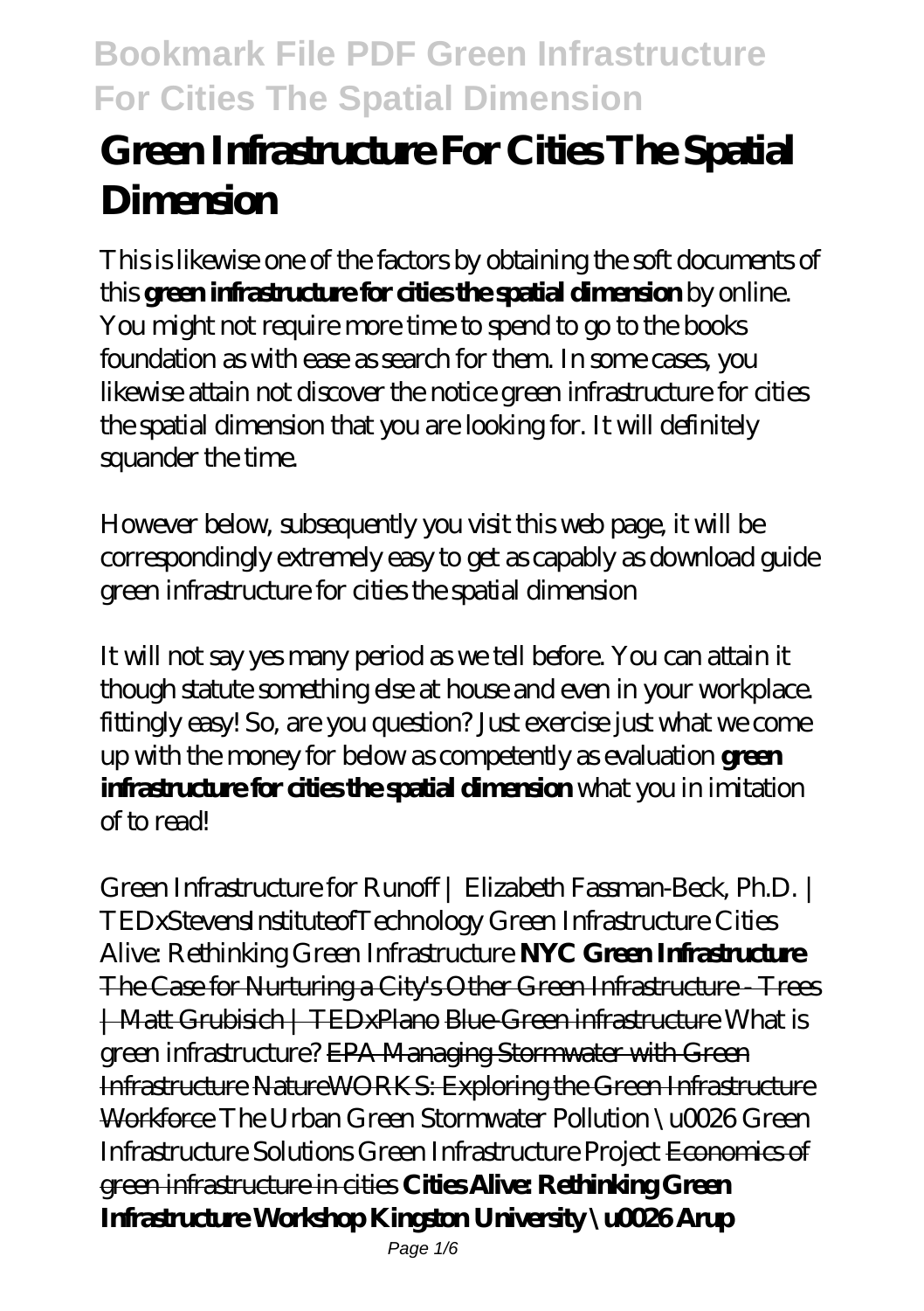# Green Infrastructure For Cities The Spatial Dimension

This is likewise one of the factors by obtaining the soft documents of this **green infrastructure for cities the spatial dimension** by online. You might not require more time to spend to go to the books foundation as with ease as search for them. In some cases, you likewise attain not discover the notice green infrastructure for cities the spatial dimension that you are looking for. It will definitely squander the time.

However below, subsequently you visit this web page, it will be correspondingly extremely easy to get as capably as download guide green infrastructure for cities the spatial dimension

It will not say yes many period as we tell before. You can attain it though statute something else at house and even in your workplace. fittingly easy! So, are you question? Just exercise just what we come up with the money for below as competently as evaluation **green infrastructure for cities the spatial dimension** what you in imitation of to read!

*Green Infrastructure for Runoff | Elizabeth Fassman-Beck, Ph.D. | TEDxStevensInstituteofTechnology Green Infrastructure Cities Alive: Rethinking Green Infrastructure* **NYC Green Infrastructure** The Case for Nurturing a City's Other Green Infrastructure - Trees | Matt Grubisich | TEDxPlano Blue-Green infrastructure *What is green infrastructure?* EPA Managing Stormwater with Green Infrastructure NatureWORKS: Exploring the Green Infrastructure Workforce *The Urban Green Stormwater Pollution \u0026 Green Infrastructure Solutions Green Infrastructure Project* Economics of green infrastructure in cities **Cities Alive: Rethinking Green Infrastructure Workshop Kingston University \u0026 Arup**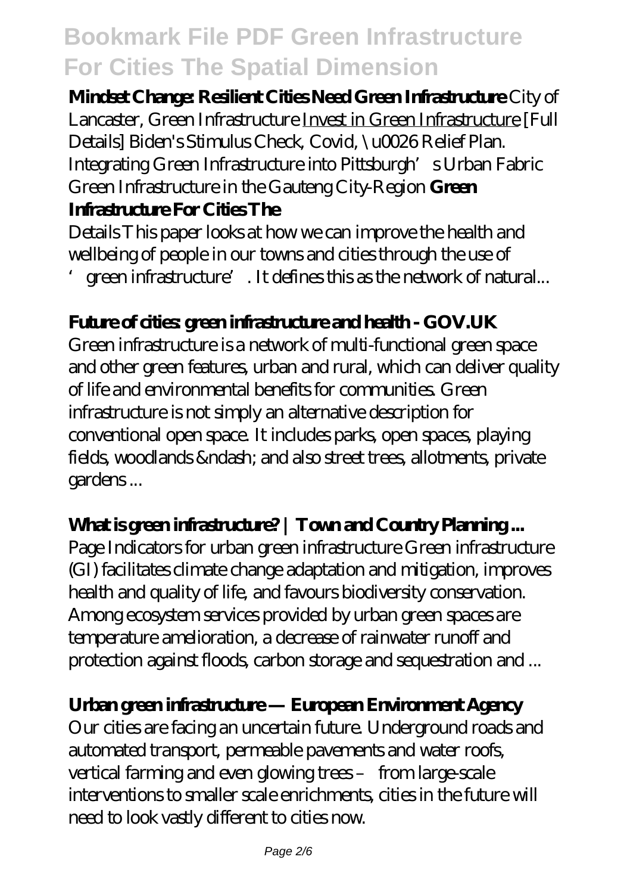**Mindset Change: Resilient Cities Need Green Infrastructure** *City of Lancaster, Green Infrastructure* Invest in Green Infrastructure *[Full Details] Biden's Stimulus Check, Covid, \u0026 Relief Plan. Integrating Green Infrastructure into Pittsburgh's Urban Fabric Green Infrastructure in the Gauteng City-Region* **Green Infrastructure For Cities The**

Details This paper looks at how we can improve the health and wellbeing of people in our towns and cities through the use of 'green infrastructure'. It defines this as the network of natural...

**Future of cities: green infrastructure and health - GOV.UK**

Green infrastructure is a network of multi-functional green space and other green features, urban and rural, which can deliver quality of life and environmental benefits for communities. Green infrastructure is not simply an alternative description for conventional open space. It includes parks, open spaces, playing fields, woodlands &ndash; and also street trees, allotments, private gardens ...

**What is green infrastructure? | Town and Country Planning ...**

Page Indicators for urban green infrastructure Green infrastructure (GI) facilitates climate change adaptation and mitigation, improves health and quality of life, and favours biodiversity conservation. Among ecosystem services provided by urban green spaces are temperature amelioration, a decrease of rainwater runoff and protection against floods, carbon storage and sequestration and ...

**Urban green infrastructure — European Environment Agency**

Our cities are facing an uncertain future. Underground roads and automated transport, permeable pavements and water roofs, vertical farming and even glowing trees – from large-scale interventions to smaller scale enrichments, cities in the future will need to look vastly different to cities now.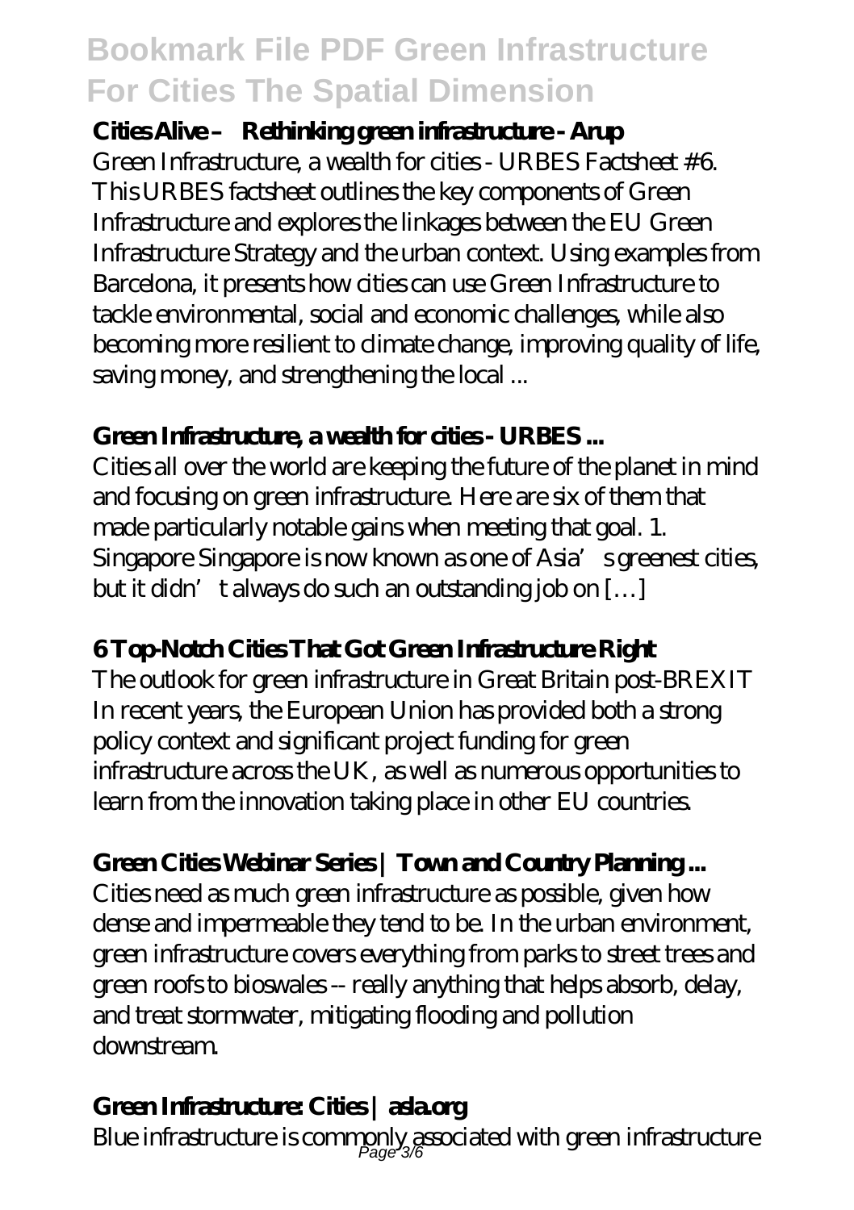**Cities Alive – Rethinking green infrastructure - Arup**

Green Infrastructure, a wealth for cities - URBES Factsheet #6. This URBES factsheet outlines the key components of Green Infrastructure and explores the linkages between the EU Green Infrastructure Strategy and the urban context. Using examples from Barcelona, it presents how cities can use Green Infrastructure to tackle environmental, social and economic challenges, while also becoming more resilient to climate change, improving quality of life, saving money, and strengthening the local ...

**Green Infrastructure, a wealth for cities - URBES ...**

Cities all over the world are keeping the future of the planet in mind and focusing on green infrastructure. Here are six of them that made particularly notable gains when meeting that goal. 1. Singapore Singapore is now known as one of Asia's greenest cities, but it didn't always do such an outstanding job on […]

**6 Top-Notch Cities That Got Green Infrastructure Right**

The outlook for green infrastructure in Great Britain post-BREXIT In recent years, the European Union has provided both a strong policy context and significant project funding for green infrastructure across the UK, as well as numerous opportunities to learn from the innovation taking place in other EU countries.

**Green Cities Webinar Series | Town and Country Planning ...**

Cities need as much green infrastructure as possible, given how dense and impermeable they tend to be. In the urban environment, green infrastructure covers everything from parks to street trees and green roofs to bioswales -- really anything that helps absorb, delay, and treat stormwater, mitigating flooding and pollution downstream.

**Green Infrastructure: Cities | asla.org**

Blue infrastructure is commonly associated with green infrastructure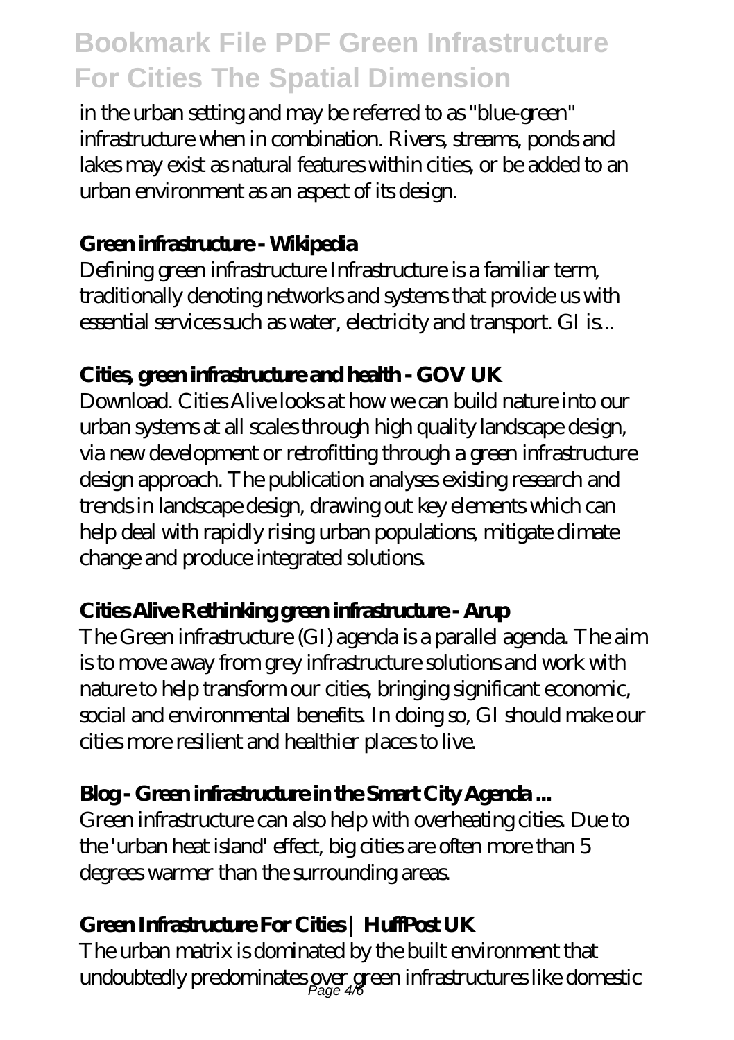in the urban setting and may be referred to as "blue-green" infrastructure when in combination. Rivers, streams, ponds and lakes may exist as natural features within cities, or be added to an urban environment as an aspect of its design.

**Green infrastructure - Wikipedia**

Defining green infrastructure Infrastructure is a familiar term, traditionally denoting networks and systems that provide us with essential services such as water, electricity and transport. GI is...

**Cities, green infrastructure and health - GOV UK**

Download. Cities Alive looks at how we can build nature into our urban systems at all scales through high quality landscape design, via new development or retrofitting through a green infrastructure design approach. The publication analyses existing research and trends in landscape design, drawing out key elements which can help deal with rapidly rising urban populations, mitigate climate change and produce integrated solutions.

**Cities Alive Rethinking green infrastructure - Arup**

The Green infrastructure (GI) agenda is a parallel agenda. The aim is to move away from grey infrastructure solutions and work with nature to help transform our cities, bringing significant economic, social and environmental benefits. In doing so, GI should make our cities more resilient and healthier places to live.

**Blog - Green infrastructure in the Smart City Agenda ...**

Green infrastructure can also help with overheating cities. Due to the 'urban heat island' effect, big cities are often more than 5 degrees warmer than the surrounding areas.

**Green Infrastructure For Cities | HuffPost UK**

The urban matrix is dominated by the built environment that undoubtedly predominates over green infrastructures like domestic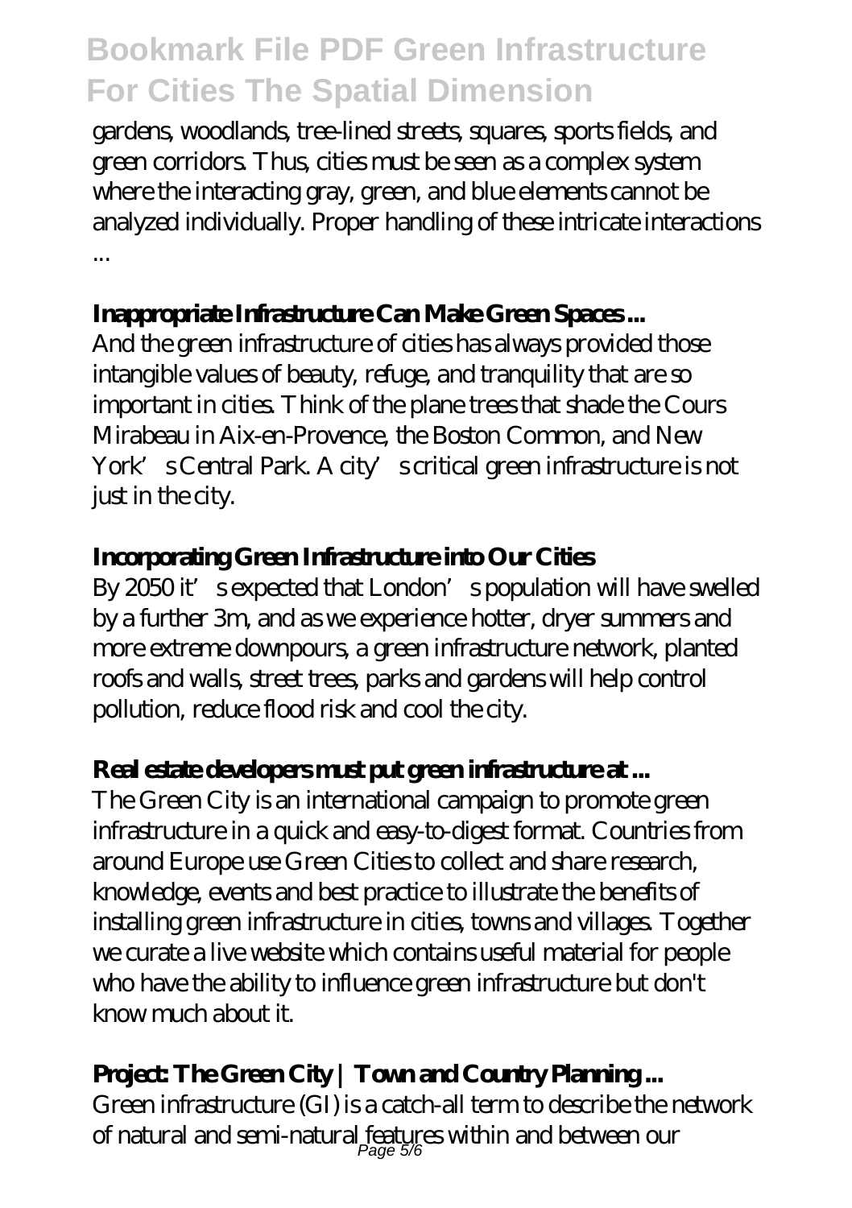gardens, woodlands, tree-lined streets, squares, sports fields, and green corridors. Thus, cities must be seen as a complex system where the interacting gray, green, and blue elements cannot be analyzed individually. Proper handling of these intricate interactions ...

**Inappropriate Infrastructure Can Make Green Spaces ...**

And the green infrastructure of cities has always provided those intangible values of beauty, refuge, and tranquility that are so important in cities. Think of the plane trees that shade the Cours Mirabeau in Aix-en-Provence, the Boston Common, and New York's Central Park. A city's critical green infrastructure is not just in the city.

**Incorporating Green Infrastructure into Our Cities**

By 2050 it's expected that London's population will have swelled by a further 3m, and as we experience hotter, dryer summers and more extreme downpours, a green infrastructure network, planted roofs and walls, street trees, parks and gardens will help control pollution, reduce flood risk and cool the city.

**Real estate developers must put green infrastructure at ...**

The Green City is an international campaign to promote green infrastructure in a quick and easy-to-digest format. Countries from around Europe use Green Cities to collect and share research, knowledge, events and best practice to illustrate the benefits of installing green infrastructure in cities, towns and villages. Together we curate a live website which contains useful material for people who have the ability to influence green infrastructure but don't know much about it.

**Project: The Green City | Town and Country Planning ...**

Green infrastructure (GI) is a catch-all term to describe the network of natural and semi-natural features within and between our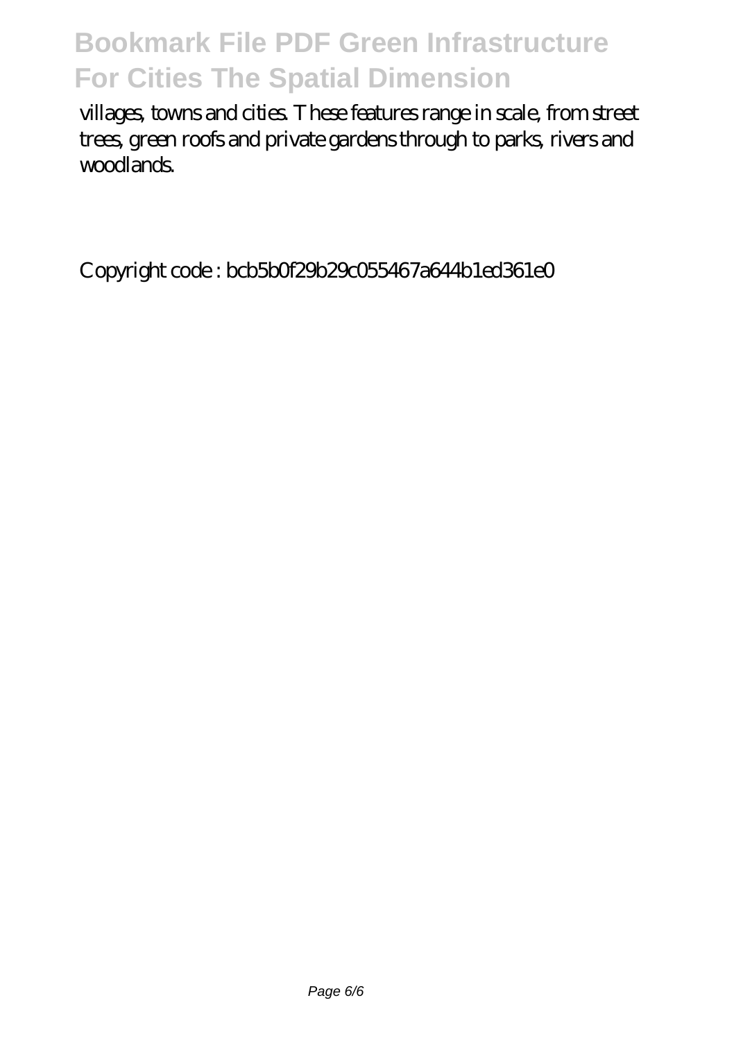villages, towns and cities. These features range in scale, from street trees, green roofs and private gardens through to parks, rivers and woodlands.

Copyright code : bcb5b0f29b29c055467a644b1ed361e0